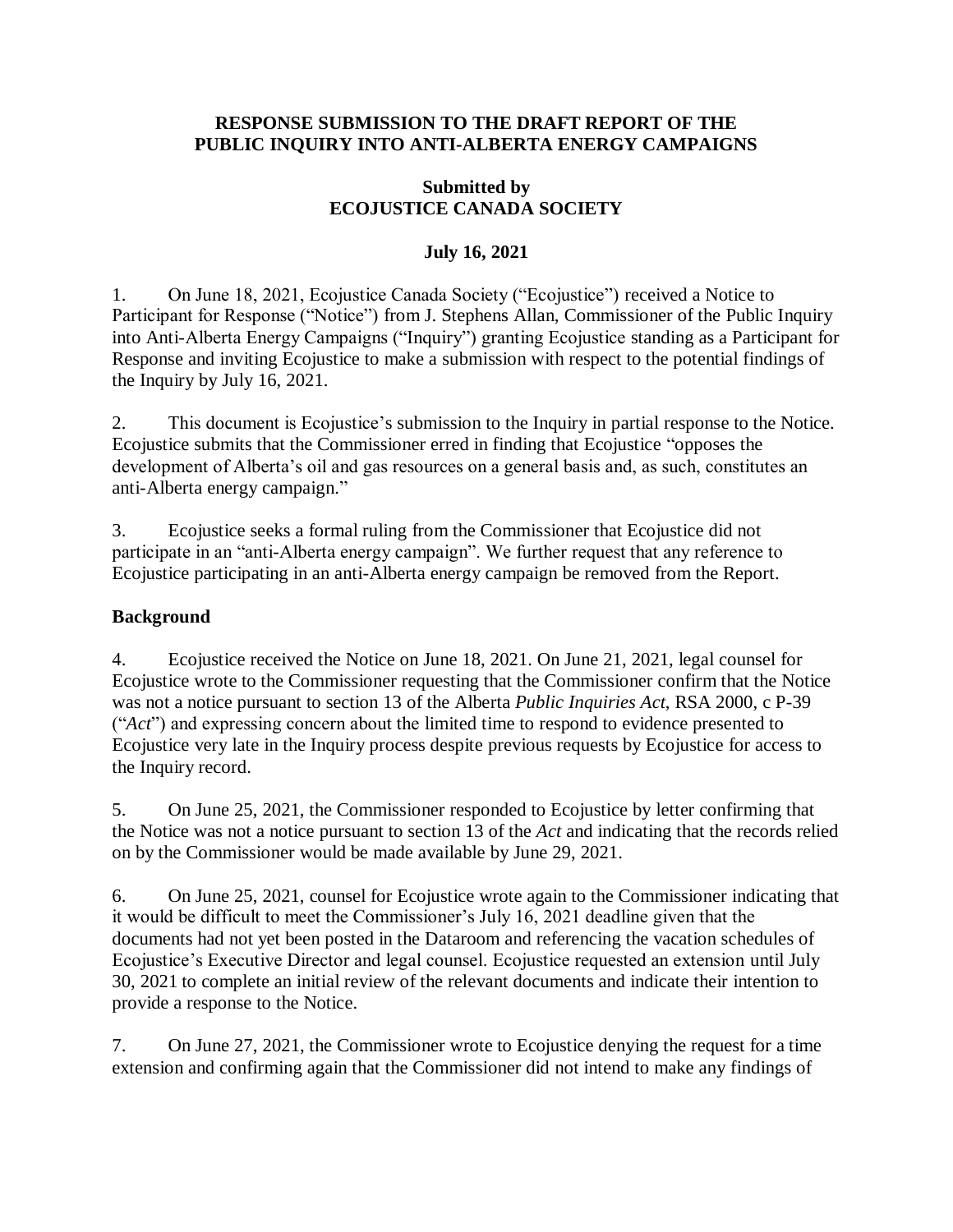**RESPONSE SUBMISSION TO THE DRAFT REPORT OF THE PUBLIC INQUIRY INTO ANTI-ALBERTA ENERGY CAMPAIGNS**

**Submitted by**
**ECOJUSTICE CANADA SOCIETY**

**July 16, 2021**

1. On June 18, 2021, Ecojustice Canada Society ("Ecojustice") received a Notice to Participant for Response ("Notice") from J. Stephens Allan, Commissioner of the Public Inquiry into Anti-Alberta Energy Campaigns ("Inquiry") granting Ecojustice standing as a Participant for Response and inviting Ecojustice to make a submission with respect to the potential findings of the Inquiry by July 16, 2021.

2. This document is Ecojustice's submission to the Inquiry in partial response to the Notice. Ecojustice submits that the Commissioner erred in finding that Ecojustice "opposes the development of Alberta's oil and gas resources on a general basis and, as such, constitutes an anti-Alberta energy campaign."

3. Ecojustice seeks a formal ruling from the Commissioner that Ecojustice did not participate in an "anti-Alberta energy campaign". We further request that any reference to Ecojustice participating in an anti-Alberta energy campaign be removed from the Report.

**Background**

4. Ecojustice received the Notice on June 18, 2021. On June 21, 2021, legal counsel for Ecojustice wrote to the Commissioner requesting that the Commissioner confirm that the Notice was not a notice pursuant to section 13 of the Alberta *Public Inquiries Act*, RSA 2000, c P-39 ("*Act*") and expressing concern about the limited time to respond to evidence presented to Ecojustice very late in the Inquiry process despite previous requests by Ecojustice for access to the Inquiry record.

5. On June 25, 2021, the Commissioner responded to Ecojustice by letter confirming that the Notice was not a notice pursuant to section 13 of the *Act* and indicating that the records relied on by the Commissioner would be made available by June 29, 2021.

6. On June 25, 2021, counsel for Ecojustice wrote again to the Commissioner indicating that it would be difficult to meet the Commissioner's July 16, 2021 deadline given that the documents had not yet been posted in the Dataroom and referencing the vacation schedules of Ecojustice's Executive Director and legal counsel. Ecojustice requested an extension until July 30, 2021 to complete an initial review of the relevant documents and indicate their intention to provide a response to the Notice.

7. On June 27, 2021, the Commissioner wrote to Ecojustice denying the request for a time extension and confirming again that the Commissioner did not intend to make any findings of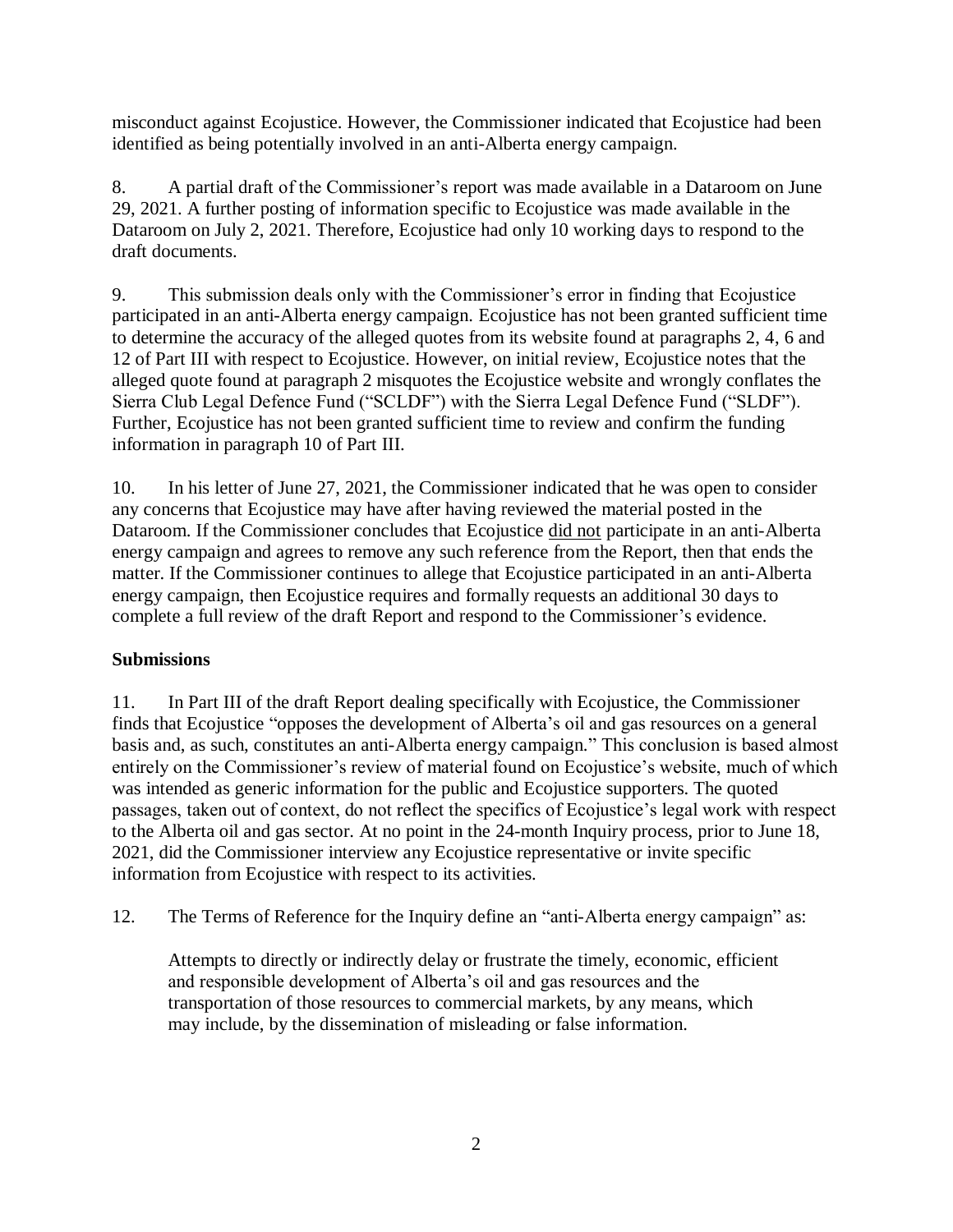misconduct against Ecojustice. However, the Commissioner indicated that Ecojustice had been identified as being potentially involved in an anti-Alberta energy campaign.

8. A partial draft of the Commissioner's report was made available in a Dataroom on June 29, 2021. A further posting of information specific to Ecojustice was made available in the Dataroom on July 2, 2021. Therefore, Ecojustice had only 10 working days to respond to the draft documents.

9. This submission deals only with the Commissioner's error in finding that Ecojustice participated in an anti-Alberta energy campaign. Ecojustice has not been granted sufficient time to determine the accuracy of the alleged quotes from its website found at paragraphs 2, 4, 6 and 12 of Part III with respect to Ecojustice. However, on initial review, Ecojustice notes that the alleged quote found at paragraph 2 misquotes the Ecojustice website and wrongly conflates the Sierra Club Legal Defence Fund ("SCLDF") with the Sierra Legal Defence Fund ("SLDF"). Further, Ecojustice has not been granted sufficient time to review and confirm the funding information in paragraph 10 of Part III.

10. In his letter of June 27, 2021, the Commissioner indicated that he was open to consider any concerns that Ecojustice may have after having reviewed the material posted in the Dataroom. If the Commissioner concludes that Ecojustice <u>did not</u> participate in an anti-Alberta energy campaign and agrees to remove any such reference from the Report, then that ends the matter. If the Commissioner continues to allege that Ecojustice participated in an anti-Alberta energy campaign, then Ecojustice requires and formally requests an additional 30 days to complete a full review of the draft Report and respond to the Commissioner's evidence.

**Submissions**

11. In Part III of the draft Report dealing specifically with Ecojustice, the Commissioner finds that Ecojustice "opposes the development of Alberta's oil and gas resources on a general basis and, as such, constitutes an anti-Alberta energy campaign." This conclusion is based almost entirely on the Commissioner's review of material found on Ecojustice's website, much of which was intended as generic information for the public and Ecojustice supporters. The quoted passages, taken out of context, do not reflect the specifics of Ecojustice's legal work with respect to the Alberta oil and gas sector. At no point in the 24-month Inquiry process, prior to June 18, 2021, did the Commissioner interview any Ecojustice representative or invite specific information from Ecojustice with respect to its activities.

12. The Terms of Reference for the Inquiry define an "anti-Alberta energy campaign" as:

> Attempts to directly or indirectly delay or frustrate the timely, economic, efficient and responsible development of Alberta's oil and gas resources and the transportation of those resources to commercial markets, by any means, which may include, by the dissemination of misleading or false information.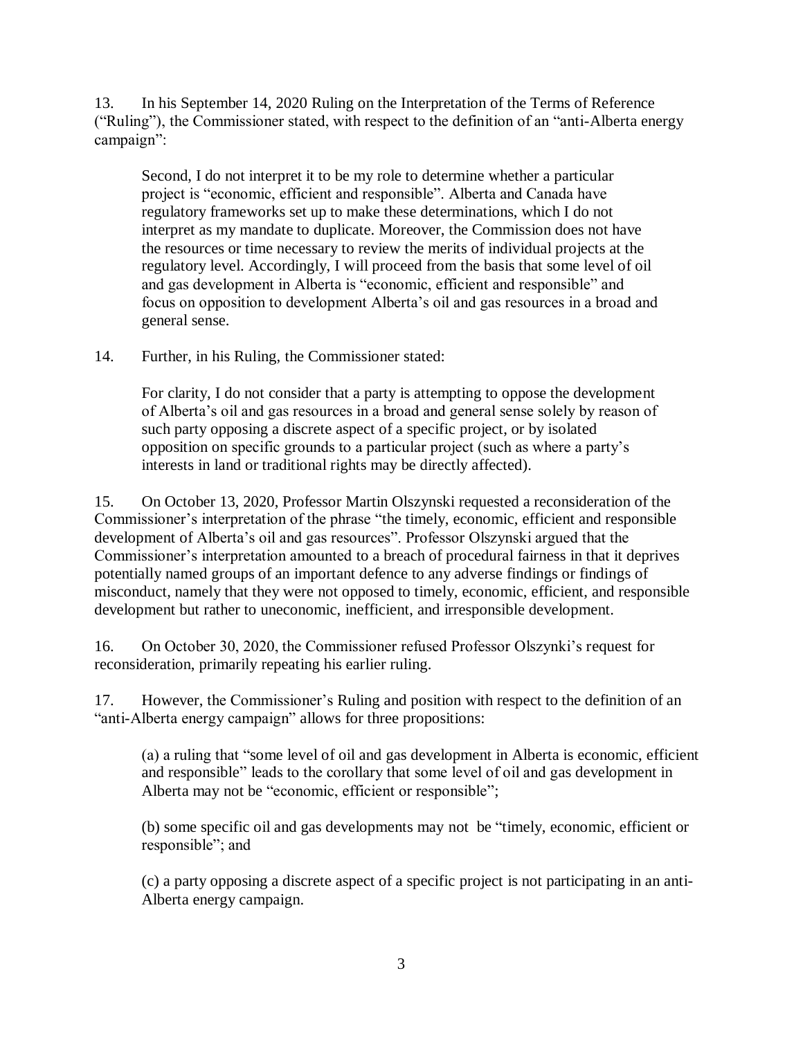13. In his September 14, 2020 Ruling on the Interpretation of the Terms of Reference ("Ruling"), the Commissioner stated, with respect to the definition of an "anti-Alberta energy campaign":

> Second, I do not interpret it to be my role to determine whether a particular project is "economic, efficient and responsible". Alberta and Canada have regulatory frameworks set up to make these determinations, which I do not interpret as my mandate to duplicate. Moreover, the Commission does not have the resources or time necessary to review the merits of individual projects at the regulatory level. Accordingly, I will proceed from the basis that some level of oil and gas development in Alberta is "economic, efficient and responsible" and focus on opposition to development Alberta's oil and gas resources in a broad and general sense.

14. Further, in his Ruling, the Commissioner stated:

> For clarity, I do not consider that a party is attempting to oppose the development of Alberta's oil and gas resources in a broad and general sense solely by reason of such party opposing a discrete aspect of a specific project, or by isolated opposition on specific grounds to a particular project (such as where a party's interests in land or traditional rights may be directly affected).

15. On October 13, 2020, Professor Martin Olszynski requested a reconsideration of the Commissioner's interpretation of the phrase "the timely, economic, efficient and responsible development of Alberta's oil and gas resources". Professor Olszynski argued that the Commissioner's interpretation amounted to a breach of procedural fairness in that it deprives potentially named groups of an important defence to any adverse findings or findings of misconduct, namely that they were not opposed to timely, economic, efficient, and responsible development but rather to uneconomic, inefficient, and irresponsible development.

16. On October 30, 2020, the Commissioner refused Professor Olszynki's request for reconsideration, primarily repeating his earlier ruling.

17. However, the Commissioner's Ruling and position with respect to the definition of an "anti-Alberta energy campaign" allows for three propositions:

> (a) a ruling that "some level of oil and gas development in Alberta is economic, efficient and responsible" leads to the corollary that some level of oil and gas development in Alberta may not be "economic, efficient or responsible";
>
> (b) some specific oil and gas developments may not be "timely, economic, efficient or responsible"; and
>
> (c) a party opposing a discrete aspect of a specific project is not participating in an anti-Alberta energy campaign.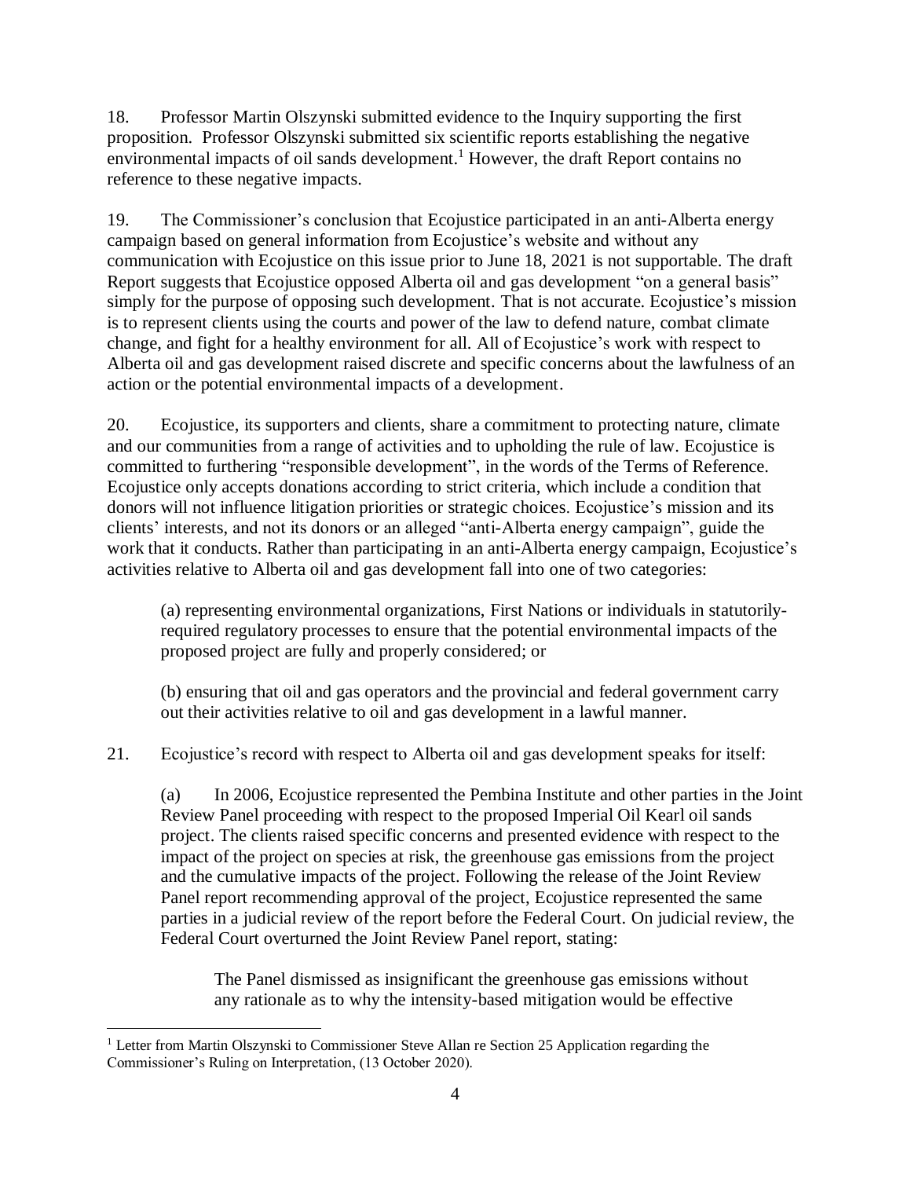18. Professor Martin Olszynski submitted evidence to the Inquiry supporting the first proposition. Professor Olszynski submitted six scientific reports establishing the negative environmental impacts of oil sands development.[1] However, the draft Report contains no reference to these negative impacts.

19. The Commissioner's conclusion that Ecojustice participated in an anti-Alberta energy campaign based on general information from Ecojustice's website and without any communication with Ecojustice on this issue prior to June 18, 2021 is not supportable. The draft Report suggests that Ecojustice opposed Alberta oil and gas development "on a general basis" simply for the purpose of opposing such development. That is not accurate. Ecojustice's mission is to represent clients using the courts and power of the law to defend nature, combat climate change, and fight for a healthy environment for all. All of Ecojustice's work with respect to Alberta oil and gas development raised discrete and specific concerns about the lawfulness of an action or the potential environmental impacts of a development.

20. Ecojustice, its supporters and clients, share a commitment to protecting nature, climate and our communities from a range of activities and to upholding the rule of law. Ecojustice is committed to furthering "responsible development", in the words of the Terms of Reference. Ecojustice only accepts donations according to strict criteria, which include a condition that donors will not influence litigation priorities or strategic choices. Ecojustice's mission and its clients' interests, and not its donors or an alleged "anti-Alberta energy campaign", guide the work that it conducts. Rather than participating in an anti-Alberta energy campaign, Ecojustice's activities relative to Alberta oil and gas development fall into one of two categories:

> (a) representing environmental organizations, First Nations or individuals in statutorily-required regulatory processes to ensure that the potential environmental impacts of the proposed project are fully and properly considered; or
>
> (b) ensuring that oil and gas operators and the provincial and federal government carry out their activities relative to oil and gas development in a lawful manner.

21. Ecojustice's record with respect to Alberta oil and gas development speaks for itself:

> (a) In 2006, Ecojustice represented the Pembina Institute and other parties in the Joint Review Panel proceeding with respect to the proposed Imperial Oil Kearl oil sands project. The clients raised specific concerns and presented evidence with respect to the impact of the project on species at risk, the greenhouse gas emissions from the project and the cumulative impacts of the project. Following the release of the Joint Review Panel report recommending approval of the project, Ecojustice represented the same parties in a judicial review of the report before the Federal Court. On judicial review, the Federal Court overturned the Joint Review Panel report, stating:
>
> > The Panel dismissed as insignificant the greenhouse gas emissions without any rationale as to why the intensity-based mitigation would be effective

---

[1] Letter from Martin Olszynski to Commissioner Steve Allan re Section 25 Application regarding the Commissioner's Ruling on Interpretation, (13 October 2020).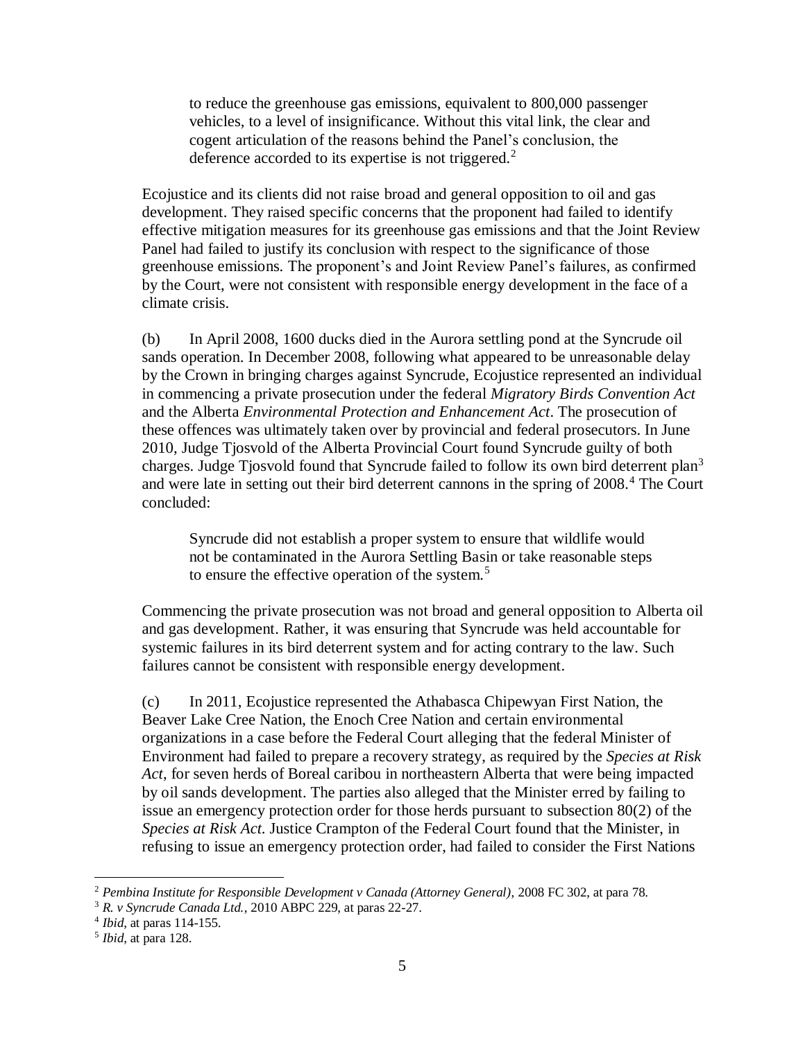> to reduce the greenhouse gas emissions, equivalent to 800,000 passenger vehicles, to a level of insignificance. Without this vital link, the clear and cogent articulation of the reasons behind the Panel's conclusion, the deference accorded to its expertise is not triggered.[2]

Ecojustice and its clients did not raise broad and general opposition to oil and gas development. They raised specific concerns that the proponent had failed to identify effective mitigation measures for its greenhouse gas emissions and that the Joint Review Panel had failed to justify its conclusion with respect to the significance of those greenhouse emissions. The proponent's and Joint Review Panel's failures, as confirmed by the Court, were not consistent with responsible energy development in the face of a climate crisis.

(b) In April 2008, 1600 ducks died in the Aurora settling pond at the Syncrude oil sands operation. In December 2008, following what appeared to be unreasonable delay by the Crown in bringing charges against Syncrude, Ecojustice represented an individual in commencing a private prosecution under the federal *Migratory Birds Convention Act* and the Alberta *Environmental Protection and Enhancement Act*. The prosecution of these offences was ultimately taken over by provincial and federal prosecutors. In June 2010, Judge Tjosvold of the Alberta Provincial Court found Syncrude guilty of both charges. Judge Tjosvold found that Syncrude failed to follow its own bird deterrent plan[3] and were late in setting out their bird deterrent cannons in the spring of 2008.[4] The Court concluded:

> Syncrude did not establish a proper system to ensure that wildlife would not be contaminated in the Aurora Settling Basin or take reasonable steps to ensure the effective operation of the system.[5]

Commencing the private prosecution was not broad and general opposition to Alberta oil and gas development. Rather, it was ensuring that Syncrude was held accountable for systemic failures in its bird deterrent system and for acting contrary to the law. Such failures cannot be consistent with responsible energy development.

(c) In 2011, Ecojustice represented the Athabasca Chipewyan First Nation, the Beaver Lake Cree Nation, the Enoch Cree Nation and certain environmental organizations in a case before the Federal Court alleging that the federal Minister of Environment had failed to prepare a recovery strategy, as required by the *Species at Risk Act*, for seven herds of Boreal caribou in northeastern Alberta that were being impacted by oil sands development. The parties also alleged that the Minister erred by failing to issue an emergency protection order for those herds pursuant to subsection 80(2) of the *Species at Risk Act*. Justice Crampton of the Federal Court found that the Minister, in refusing to issue an emergency protection order, had failed to consider the First Nations

---

[2] *Pembina Institute for Responsible Development v Canada (Attorney General)*, 2008 FC 302, at para 78.

[3] *R. v Syncrude Canada Ltd.*, 2010 ABPC 229, at paras 22-27.

[4] *Ibid*, at paras 114-155.

[5] *Ibid*, at para 128.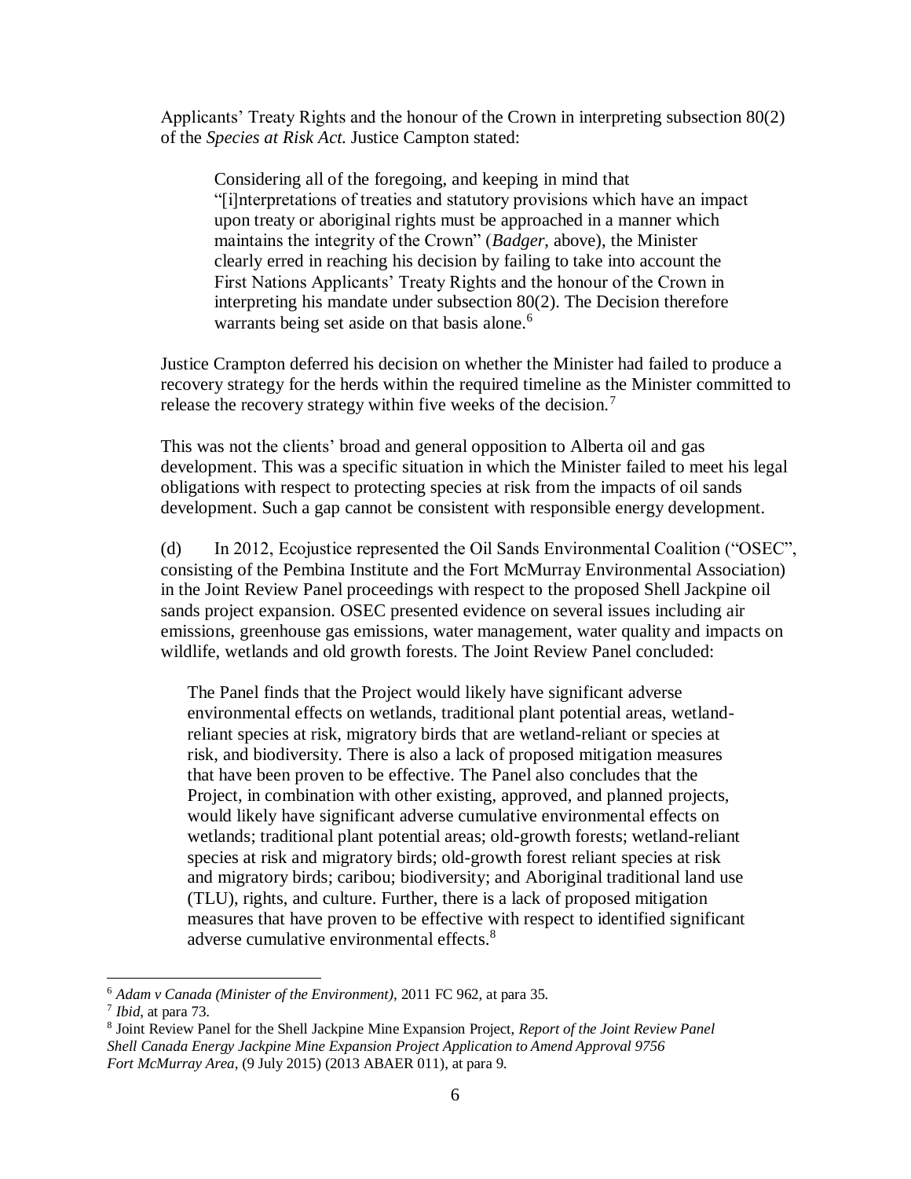Applicants' Treaty Rights and the honour of the Crown in interpreting subsection 80(2) of the *Species at Risk Act.* Justice Campton stated:

> Considering all of the foregoing, and keeping in mind that "[i]nterpretations of treaties and statutory provisions which have an impact upon treaty or aboriginal rights must be approached in a manner which maintains the integrity of the Crown" (*Badger*, above), the Minister clearly erred in reaching his decision by failing to take into account the First Nations Applicants' Treaty Rights and the honour of the Crown in interpreting his mandate under subsection 80(2). The Decision therefore warrants being set aside on that basis alone.[6]

Justice Crampton deferred his decision on whether the Minister had failed to produce a recovery strategy for the herds within the required timeline as the Minister committed to release the recovery strategy within five weeks of the decision.[7]

This was not the clients' broad and general opposition to Alberta oil and gas development. This was a specific situation in which the Minister failed to meet his legal obligations with respect to protecting species at risk from the impacts of oil sands development. Such a gap cannot be consistent with responsible energy development.

(d) In 2012, Ecojustice represented the Oil Sands Environmental Coalition ("OSEC", consisting of the Pembina Institute and the Fort McMurray Environmental Association) in the Joint Review Panel proceedings with respect to the proposed Shell Jackpine oil sands project expansion. OSEC presented evidence on several issues including air emissions, greenhouse gas emissions, water management, water quality and impacts on wildlife, wetlands and old growth forests. The Joint Review Panel concluded:

> The Panel finds that the Project would likely have significant adverse environmental effects on wetlands, traditional plant potential areas, wetland-reliant species at risk, migratory birds that are wetland-reliant or species at risk, and biodiversity. There is also a lack of proposed mitigation measures that have been proven to be effective. The Panel also concludes that the Project, in combination with other existing, approved, and planned projects, would likely have significant adverse cumulative environmental effects on wetlands; traditional plant potential areas; old-growth forests; wetland-reliant species at risk and migratory birds; old-growth forest reliant species at risk and migratory birds; caribou; biodiversity; and Aboriginal traditional land use (TLU), rights, and culture. Further, there is a lack of proposed mitigation measures that have proven to be effective with respect to identified significant adverse cumulative environmental effects.[8]

---

[6] *Adam v Canada (Minister of the Environment)*, 2011 FC 962, at para 35.

[7] *Ibid*, at para 73.

[8] Joint Review Panel for the Shell Jackpine Mine Expansion Project, *Report of the Joint Review Panel Shell Canada Energy Jackpine Mine Expansion Project Application to Amend Approval 9756 Fort McMurray Area*, (9 July 2015) (2013 ABAER 011), at para 9.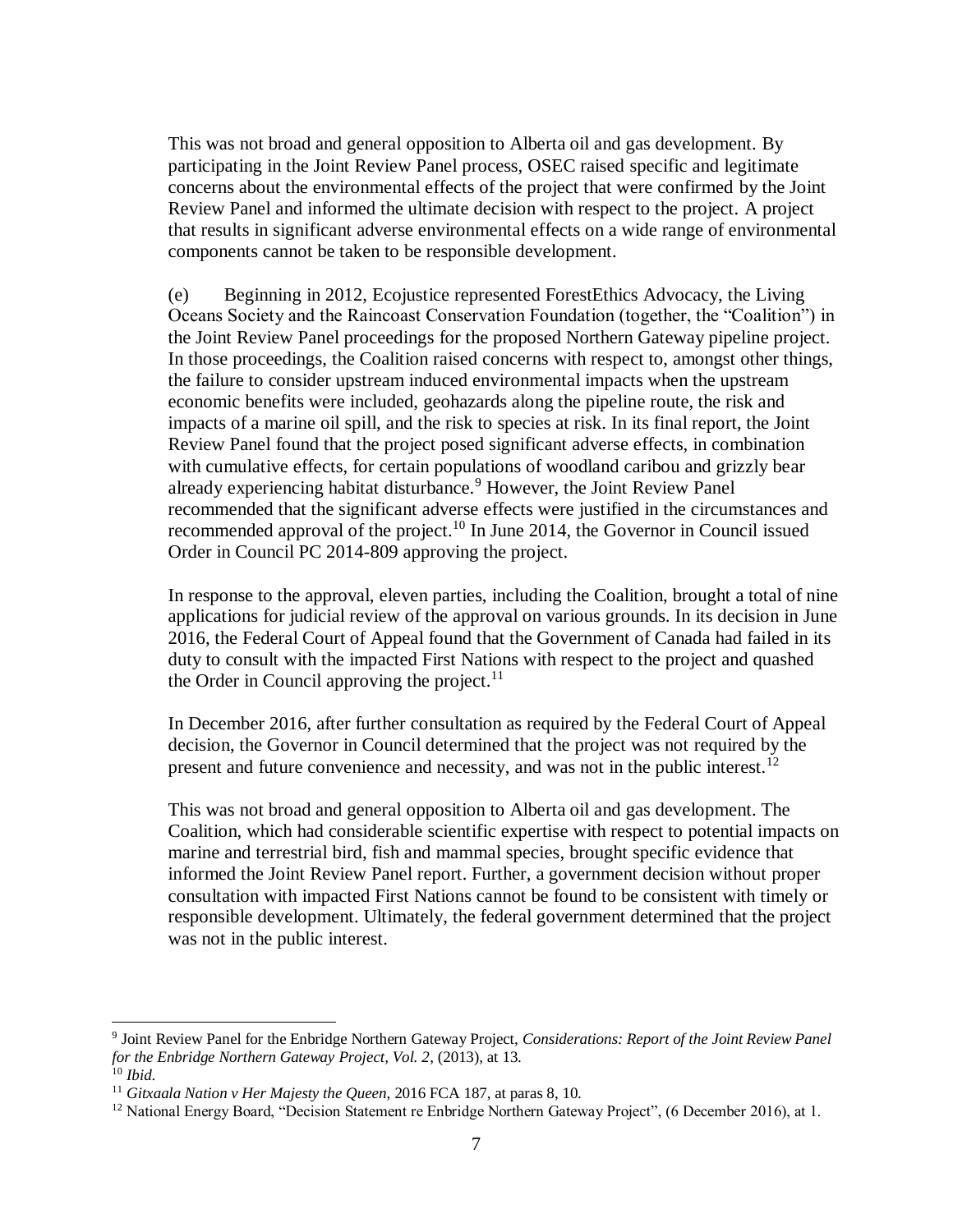This was not broad and general opposition to Alberta oil and gas development. By participating in the Joint Review Panel process, OSEC raised specific and legitimate concerns about the environmental effects of the project that were confirmed by the Joint Review Panel and informed the ultimate decision with respect to the project. A project that results in significant adverse environmental effects on a wide range of environmental components cannot be taken to be responsible development.

(e) Beginning in 2012, Ecojustice represented ForestEthics Advocacy, the Living Oceans Society and the Raincoast Conservation Foundation (together, the "Coalition") in the Joint Review Panel proceedings for the proposed Northern Gateway pipeline project. In those proceedings, the Coalition raised concerns with respect to, amongst other things, the failure to consider upstream induced environmental impacts when the upstream economic benefits were included, geohazards along the pipeline route, the risk and impacts of a marine oil spill, and the risk to species at risk. In its final report, the Joint Review Panel found that the project posed significant adverse effects, in combination with cumulative effects, for certain populations of woodland caribou and grizzly bear already experiencing habitat disturbance.[9] However, the Joint Review Panel recommended that the significant adverse effects were justified in the circumstances and recommended approval of the project.[10] In June 2014, the Governor in Council issued Order in Council PC 2014-809 approving the project.

In response to the approval, eleven parties, including the Coalition, brought a total of nine applications for judicial review of the approval on various grounds. In its decision in June 2016, the Federal Court of Appeal found that the Government of Canada had failed in its duty to consult with the impacted First Nations with respect to the project and quashed the Order in Council approving the project.[11]

In December 2016, after further consultation as required by the Federal Court of Appeal decision, the Governor in Council determined that the project was not required by the present and future convenience and necessity, and was not in the public interest.[12]

This was not broad and general opposition to Alberta oil and gas development. The Coalition, which had considerable scientific expertise with respect to potential impacts on marine and terrestrial bird, fish and mammal species, brought specific evidence that informed the Joint Review Panel report. Further, a government decision without proper consultation with impacted First Nations cannot be found to be consistent with timely or responsible development. Ultimately, the federal government determined that the project was not in the public interest.

---

[9] Joint Review Panel for the Enbridge Northern Gateway Project, *Considerations: Report of the Joint Review Panel for the Enbridge Northern Gateway Project, Vol. 2*, (2013), at 13.

[10] *Ibid.*

[11] *Gitxaala Nation v Her Majesty the Queen*, 2016 FCA 187, at paras 8, 10.

[12] National Energy Board, "Decision Statement re Enbridge Northern Gateway Project", (6 December 2016), at 1.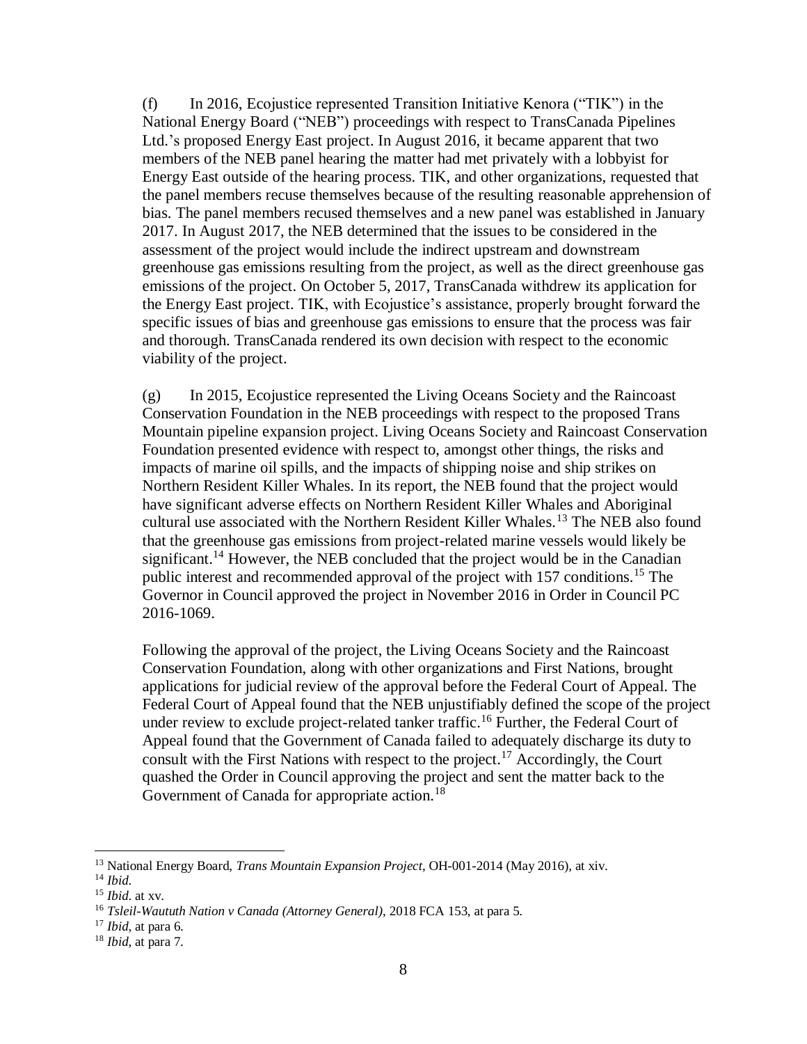(f) In 2016, Ecojustice represented Transition Initiative Kenora ("TIK") in the National Energy Board ("NEB") proceedings with respect to TransCanada Pipelines Ltd.'s proposed Energy East project. In August 2016, it became apparent that two members of the NEB panel hearing the matter had met privately with a lobbyist for Energy East outside of the hearing process. TIK, and other organizations, requested that the panel members recuse themselves because of the resulting reasonable apprehension of bias. The panel members recused themselves and a new panel was established in January 2017. In August 2017, the NEB determined that the issues to be considered in the assessment of the project would include the indirect upstream and downstream greenhouse gas emissions resulting from the project, as well as the direct greenhouse gas emissions of the project. On October 5, 2017, TransCanada withdrew its application for the Energy East project. TIK, with Ecojustice's assistance, properly brought forward the specific issues of bias and greenhouse gas emissions to ensure that the process was fair and thorough. TransCanada rendered its own decision with respect to the economic viability of the project.

(g) In 2015, Ecojustice represented the Living Oceans Society and the Raincoast Conservation Foundation in the NEB proceedings with respect to the proposed Trans Mountain pipeline expansion project. Living Oceans Society and Raincoast Conservation Foundation presented evidence with respect to, amongst other things, the risks and impacts of marine oil spills, and the impacts of shipping noise and ship strikes on Northern Resident Killer Whales. In its report, the NEB found that the project would have significant adverse effects on Northern Resident Killer Whales and Aboriginal cultural use associated with the Northern Resident Killer Whales.[13] The NEB also found that the greenhouse gas emissions from project-related marine vessels would likely be significant.[14] However, the NEB concluded that the project would be in the Canadian public interest and recommended approval of the project with 157 conditions.[15] The Governor in Council approved the project in November 2016 in Order in Council PC 2016-1069.

Following the approval of the project, the Living Oceans Society and the Raincoast Conservation Foundation, along with other organizations and First Nations, brought applications for judicial review of the approval before the Federal Court of Appeal. The Federal Court of Appeal found that the NEB unjustifiably defined the scope of the project under review to exclude project-related tanker traffic.[16] Further, the Federal Court of Appeal found that the Government of Canada failed to adequately discharge its duty to consult with the First Nations with respect to the project.[17] Accordingly, the Court quashed the Order in Council approving the project and sent the matter back to the Government of Canada for appropriate action.[18]

---

[13] National Energy Board, *Trans Mountain Expansion Project*, OH-001-2014 (May 2016), at xiv.

[14] *Ibid.*

[15] *Ibid.* at xv.

[16] *Tsleil-Waututh Nation v Canada (Attorney General)*, 2018 FCA 153, at para 5.

[17] *Ibid*, at para 6.

[18] *Ibid*, at para 7.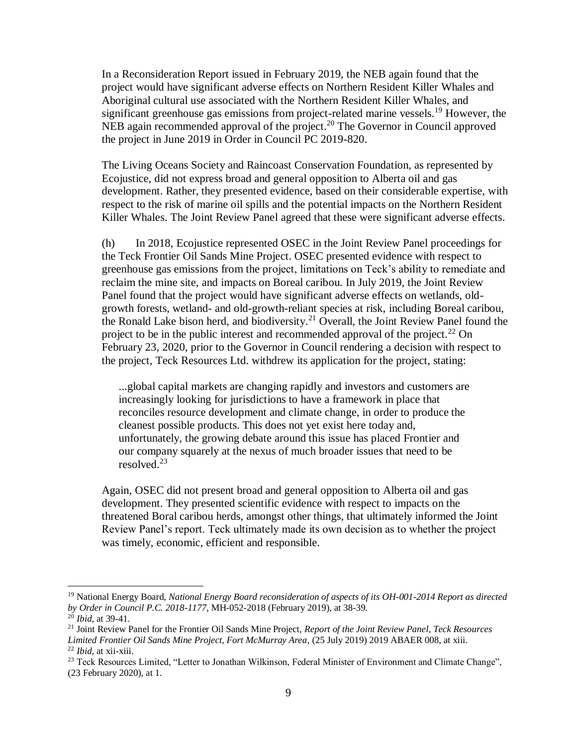In a Reconsideration Report issued in February 2019, the NEB again found that the project would have significant adverse effects on Northern Resident Killer Whales and Aboriginal cultural use associated with the Northern Resident Killer Whales, and significant greenhouse gas emissions from project-related marine vessels.[19] However, the NEB again recommended approval of the project.[20] The Governor in Council approved the project in June 2019 in Order in Council PC 2019-820.

The Living Oceans Society and Raincoast Conservation Foundation, as represented by Ecojustice, did not express broad and general opposition to Alberta oil and gas development. Rather, they presented evidence, based on their considerable expertise, with respect to the risk of marine oil spills and the potential impacts on the Northern Resident Killer Whales. The Joint Review Panel agreed that these were significant adverse effects.

(h) In 2018, Ecojustice represented OSEC in the Joint Review Panel proceedings for the Teck Frontier Oil Sands Mine Project. OSEC presented evidence with respect to greenhouse gas emissions from the project, limitations on Teck's ability to remediate and reclaim the mine site, and impacts on Boreal caribou. In July 2019, the Joint Review Panel found that the project would have significant adverse effects on wetlands, old-growth forests, wetland- and old-growth-reliant species at risk, including Boreal caribou, the Ronald Lake bison herd, and biodiversity.[21] Overall, the Joint Review Panel found the project to be in the public interest and recommended approval of the project.[22] On February 23, 2020, prior to the Governor in Council rendering a decision with respect to the project, Teck Resources Ltd. withdrew its application for the project, stating:

> ...global capital markets are changing rapidly and investors and customers are increasingly looking for jurisdictions to have a framework in place that reconciles resource development and climate change, in order to produce the cleanest possible products. This does not yet exist here today and, unfortunately, the growing debate around this issue has placed Frontier and our company squarely at the nexus of much broader issues that need to be resolved.[23]

Again, OSEC did not present broad and general opposition to Alberta oil and gas development. They presented scientific evidence with respect to impacts on the threatened Boral caribou herds, amongst other things, that ultimately informed the Joint Review Panel's report. Teck ultimately made its own decision as to whether the project was timely, economic, efficient and responsible.

---

[19] National Energy Board, *National Energy Board reconsideration of aspects of its OH-001-2014 Report as directed by Order in Council P.C. 2018-1177*, MH-052-2018 (February 2019), at 38-39.

[20] *Ibid*, at 39-41.

[21] Joint Review Panel for the Frontier Oil Sands Mine Project, *Report of the Joint Review Panel, Teck Resources Limited Frontier Oil Sands Mine Project, Fort McMurray Area*, (25 July 2019) 2019 ABAER 008, at xiii.

[22] *Ibid*, at xii-xiii.

[23] Teck Resources Limited, "Letter to Jonathan Wilkinson, Federal Minister of Environment and Climate Change", (23 February 2020), at 1.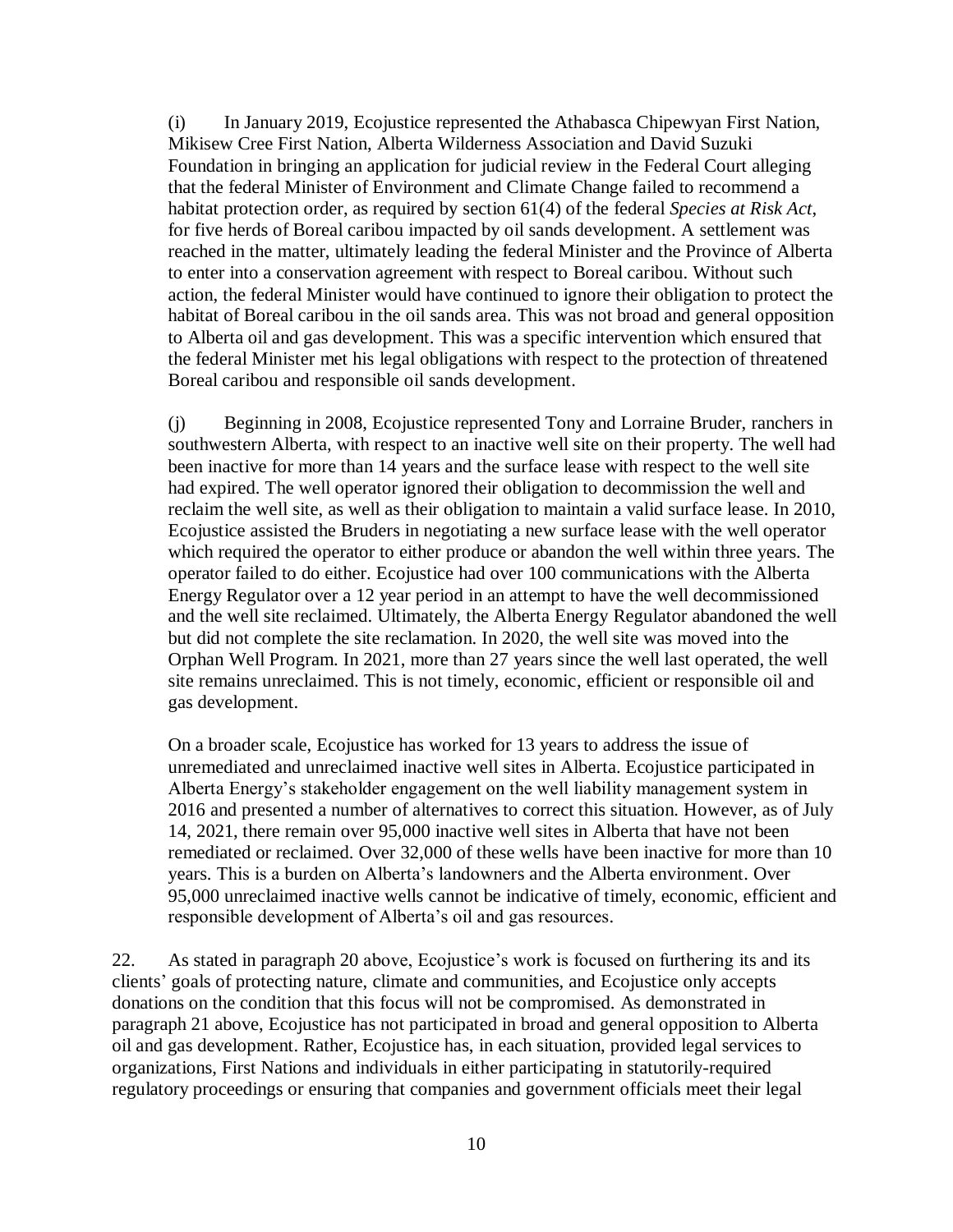(i) In January 2019, Ecojustice represented the Athabasca Chipewyan First Nation, Mikisew Cree First Nation, Alberta Wilderness Association and David Suzuki Foundation in bringing an application for judicial review in the Federal Court alleging that the federal Minister of Environment and Climate Change failed to recommend a habitat protection order, as required by section 61(4) of the federal *Species at Risk Act*, for five herds of Boreal caribou impacted by oil sands development. A settlement was reached in the matter, ultimately leading the federal Minister and the Province of Alberta to enter into a conservation agreement with respect to Boreal caribou. Without such action, the federal Minister would have continued to ignore their obligation to protect the habitat of Boreal caribou in the oil sands area. This was not broad and general opposition to Alberta oil and gas development. This was a specific intervention which ensured that the federal Minister met his legal obligations with respect to the protection of threatened Boreal caribou and responsible oil sands development.

(j) Beginning in 2008, Ecojustice represented Tony and Lorraine Bruder, ranchers in southwestern Alberta, with respect to an inactive well site on their property. The well had been inactive for more than 14 years and the surface lease with respect to the well site had expired. The well operator ignored their obligation to decommission the well and reclaim the well site, as well as their obligation to maintain a valid surface lease. In 2010, Ecojustice assisted the Bruders in negotiating a new surface lease with the well operator which required the operator to either produce or abandon the well within three years. The operator failed to do either. Ecojustice had over 100 communications with the Alberta Energy Regulator over a 12 year period in an attempt to have the well decommissioned and the well site reclaimed. Ultimately, the Alberta Energy Regulator abandoned the well but did not complete the site reclamation. In 2020, the well site was moved into the Orphan Well Program. In 2021, more than 27 years since the well last operated, the well site remains unreclaimed. This is not timely, economic, efficient or responsible oil and gas development.

On a broader scale, Ecojustice has worked for 13 years to address the issue of unremediated and unreclaimed inactive well sites in Alberta. Ecojustice participated in Alberta Energy's stakeholder engagement on the well liability management system in 2016 and presented a number of alternatives to correct this situation. However, as of July 14, 2021, there remain over 95,000 inactive well sites in Alberta that have not been remediated or reclaimed. Over 32,000 of these wells have been inactive for more than 10 years. This is a burden on Alberta's landowners and the Alberta environment. Over 95,000 unreclaimed inactive wells cannot be indicative of timely, economic, efficient and responsible development of Alberta's oil and gas resources.

22. As stated in paragraph 20 above, Ecojustice's work is focused on furthering its and its clients' goals of protecting nature, climate and communities, and Ecojustice only accepts donations on the condition that this focus will not be compromised. As demonstrated in paragraph 21 above, Ecojustice has not participated in broad and general opposition to Alberta oil and gas development. Rather, Ecojustice has, in each situation, provided legal services to organizations, First Nations and individuals in either participating in statutorily-required regulatory proceedings or ensuring that companies and government officials meet their legal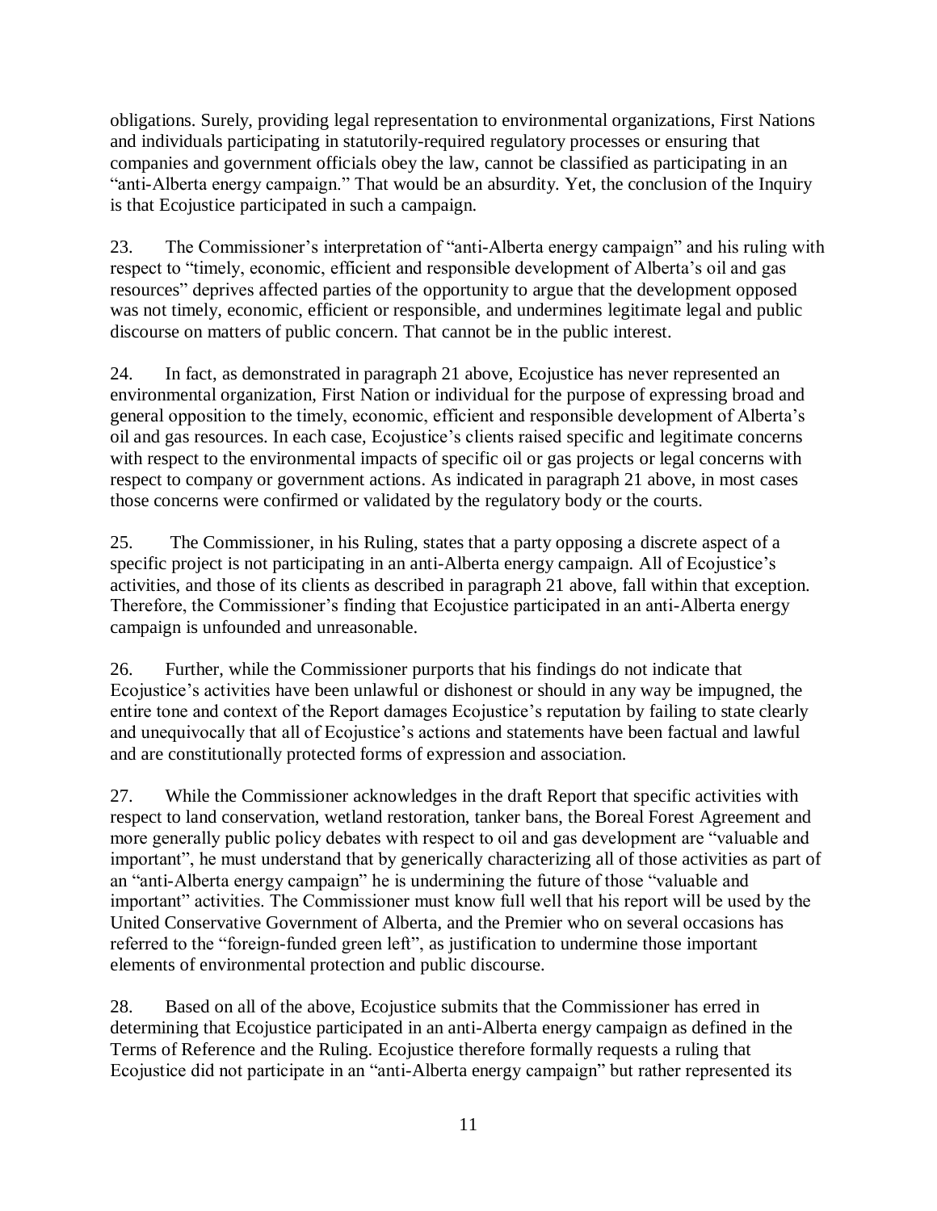obligations. Surely, providing legal representation to environmental organizations, First Nations and individuals participating in statutorily-required regulatory processes or ensuring that companies and government officials obey the law, cannot be classified as participating in an "anti-Alberta energy campaign." That would be an absurdity. Yet, the conclusion of the Inquiry is that Ecojustice participated in such a campaign.

23. The Commissioner's interpretation of "anti-Alberta energy campaign" and his ruling with respect to "timely, economic, efficient and responsible development of Alberta's oil and gas resources" deprives affected parties of the opportunity to argue that the development opposed was not timely, economic, efficient or responsible, and undermines legitimate legal and public discourse on matters of public concern. That cannot be in the public interest.

24. In fact, as demonstrated in paragraph 21 above, Ecojustice has never represented an environmental organization, First Nation or individual for the purpose of expressing broad and general opposition to the timely, economic, efficient and responsible development of Alberta's oil and gas resources. In each case, Ecojustice's clients raised specific and legitimate concerns with respect to the environmental impacts of specific oil or gas projects or legal concerns with respect to company or government actions. As indicated in paragraph 21 above, in most cases those concerns were confirmed or validated by the regulatory body or the courts.

25. The Commissioner, in his Ruling, states that a party opposing a discrete aspect of a specific project is not participating in an anti-Alberta energy campaign. All of Ecojustice's activities, and those of its clients as described in paragraph 21 above, fall within that exception. Therefore, the Commissioner's finding that Ecojustice participated in an anti-Alberta energy campaign is unfounded and unreasonable.

26. Further, while the Commissioner purports that his findings do not indicate that Ecojustice's activities have been unlawful or dishonest or should in any way be impugned, the entire tone and context of the Report damages Ecojustice's reputation by failing to state clearly and unequivocally that all of Ecojustice's actions and statements have been factual and lawful and are constitutionally protected forms of expression and association.

27. While the Commissioner acknowledges in the draft Report that specific activities with respect to land conservation, wetland restoration, tanker bans, the Boreal Forest Agreement and more generally public policy debates with respect to oil and gas development are "valuable and important", he must understand that by generically characterizing all of those activities as part of an "anti-Alberta energy campaign" he is undermining the future of those "valuable and important" activities. The Commissioner must know full well that his report will be used by the United Conservative Government of Alberta, and the Premier who on several occasions has referred to the "foreign-funded green left", as justification to undermine those important elements of environmental protection and public discourse.

28. Based on all of the above, Ecojustice submits that the Commissioner has erred in determining that Ecojustice participated in an anti-Alberta energy campaign as defined in the Terms of Reference and the Ruling. Ecojustice therefore formally requests a ruling that Ecojustice did not participate in an "anti-Alberta energy campaign" but rather represented its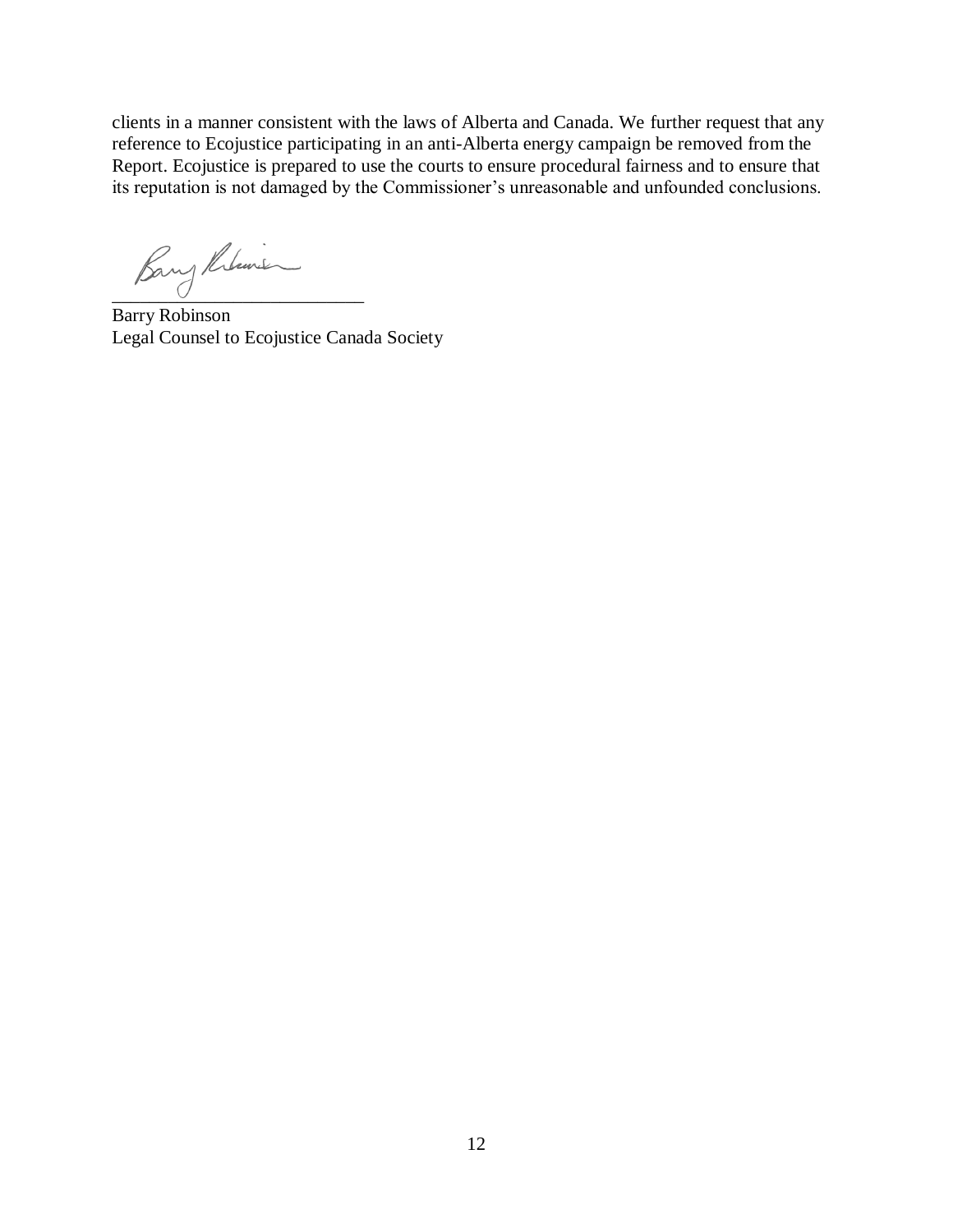clients in a manner consistent with the laws of Alberta and Canada. We further request that any reference to Ecojustice participating in an anti-Alberta energy campaign be removed from the Report. Ecojustice is prepared to use the courts to ensure procedural fairness and to ensure that its reputation is not damaged by the Commissioner's unreasonable and unfounded conclusions.

\_\_\_\_\_\_\_\_\_\_\_\_\_\_\_\_\_\_\_\_\_\_\_\_\_\_\_

Barry Robinson
Legal Counsel to Ecojustice Canada Society